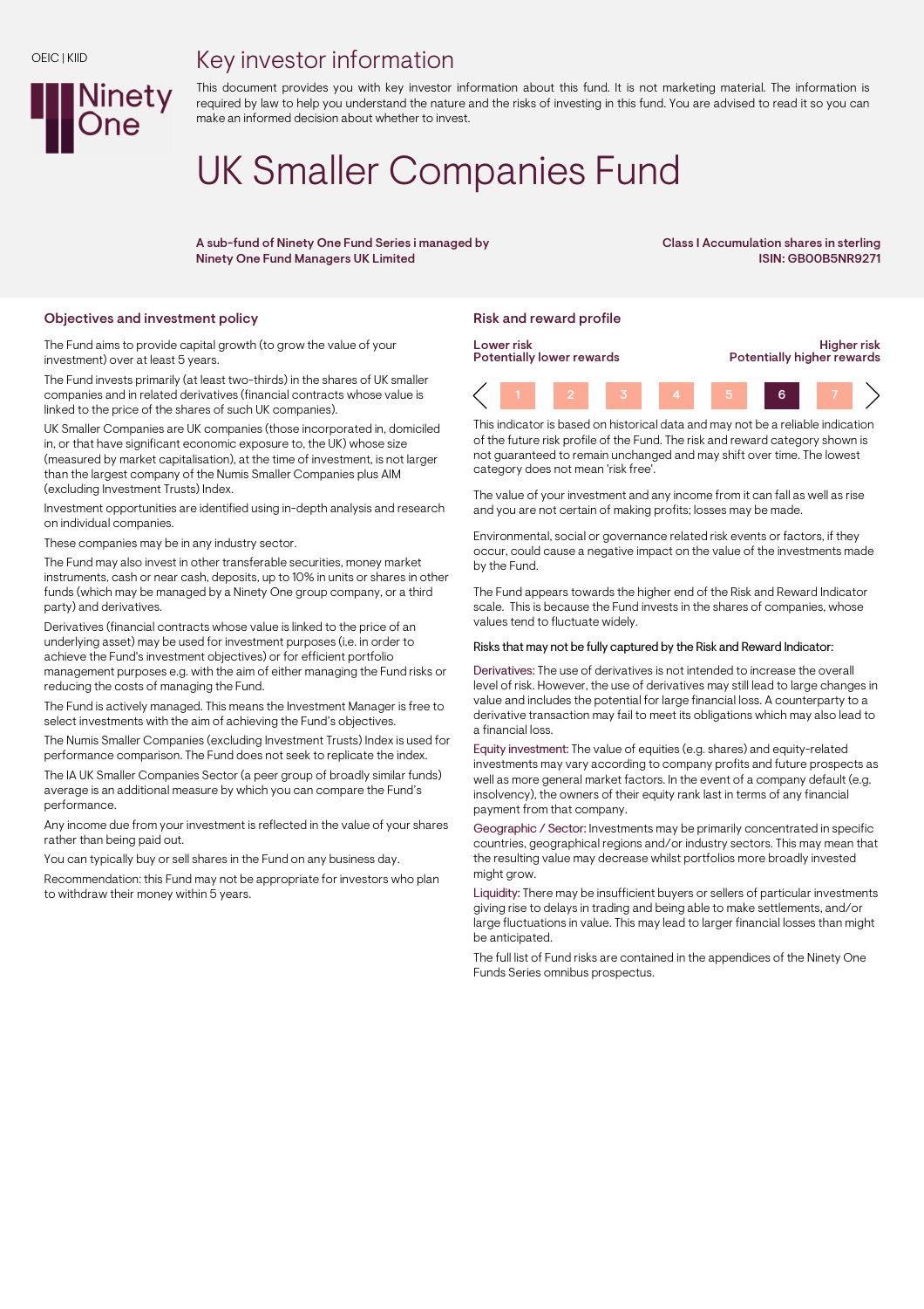OEIC | KIID

# Key investor information

This document provides you with key investor information about this fund. It is not marketing material. The information is required by law to help you understand the nature and the risks of investing in this fund. You are advised to read it so you can make an informed decision about whether to invest.

# UK Smaller Companies Fund

**A sub-fund of Ninety One Fund Series i managed by Ninety One Fund Managers UK Limited**

**Class I Accumulation shares in sterling**
**ISIN: GB00B5NR9271**

## Objectives and investment policy

The Fund aims to provide capital growth (to grow the value of your investment) over at least 5 years.

The Fund invests primarily (at least two-thirds) in the shares of UK smaller companies and in related derivatives (financial contracts whose value is linked to the price of the shares of such UK companies).

UK Smaller Companies are UK companies (those incorporated in, domiciled in, or that have significant economic exposure to, the UK) whose size (measured by market capitalisation), at the time of investment, is not larger than the largest company of the Numis Smaller Companies plus AIM (excluding Investment Trusts) Index.

Investment opportunities are identified using in-depth analysis and research on individual companies.

These companies may be in any industry sector.

The Fund may also invest in other transferable securities, money market instruments, cash or near cash, deposits, up to 10% in units or shares in other funds (which may be managed by a Ninety One group company, or a third party) and derivatives.

Derivatives (financial contracts whose value is linked to the price of an underlying asset) may be used for investment purposes (i.e. in order to achieve the Fund's investment objectives) or for efficient portfolio management purposes e.g. with the aim of either managing the Fund risks or reducing the costs of managing the Fund.

The Fund is actively managed. This means the Investment Manager is free to select investments with the aim of achieving the Fund's objectives.

The Numis Smaller Companies (excluding Investment Trusts) Index is used for performance comparison. The Fund does not seek to replicate the index.

The IA UK Smaller Companies Sector (a peer group of broadly similar funds) average is an additional measure by which you can compare the Fund's performance.

Any income due from your investment is reflected in the value of your shares rather than being paid out.

You can typically buy or sell shares in the Fund on any business day.

Recommendation: this Fund may not be appropriate for investors who plan to withdraw their money within 5 years.

## Risk and reward profile

| Lower risk<br>Potentially lower rewards | | | | | | Higher risk<br>Potentially higher rewards |
|---|---|---|---|---|---|---|
| 1 | 2 | 3 | 4 | 5 | **6** | 7 |

This indicator is based on historical data and may not be a reliable indication of the future risk profile of the Fund. The risk and reward category shown is not guaranteed to remain unchanged and may shift over time. The lowest category does not mean 'risk free'.

The value of your investment and any income from it can fall as well as rise and you are not certain of making profits; losses may be made.

Environmental, social or governance related risk events or factors, if they occur, could cause a negative impact on the value of the investments made by the Fund.

The Fund appears towards the higher end of the Risk and Reward Indicator scale. This is because the Fund invests in the shares of companies, whose values tend to fluctuate widely.

Risks that may not be fully captured by the Risk and Reward Indicator:

Derivatives: The use of derivatives is not intended to increase the overall level of risk. However, the use of derivatives may still lead to large changes in value and includes the potential for large financial loss. A counterparty to a derivative transaction may fail to meet its obligations which may also lead to a financial loss.

Equity investment: The value of equities (e.g. shares) and equity-related investments may vary according to company profits and future prospects as well as more general market factors. In the event of a company default (e.g. insolvency), the owners of their equity rank last in terms of any financial payment from that company.

Geographic / Sector: Investments may be primarily concentrated in specific countries, geographical regions and/or industry sectors. This may mean that the resulting value may decrease whilst portfolios more broadly invested might grow.

Liquidity: There may be insufficient buyers or sellers of particular investments giving rise to delays in trading and being able to make settlements, and/or large fluctuations in value. This may lead to larger financial losses than might be anticipated.

The full list of Fund risks are contained in the appendices of the Ninety One Funds Series omnibus prospectus.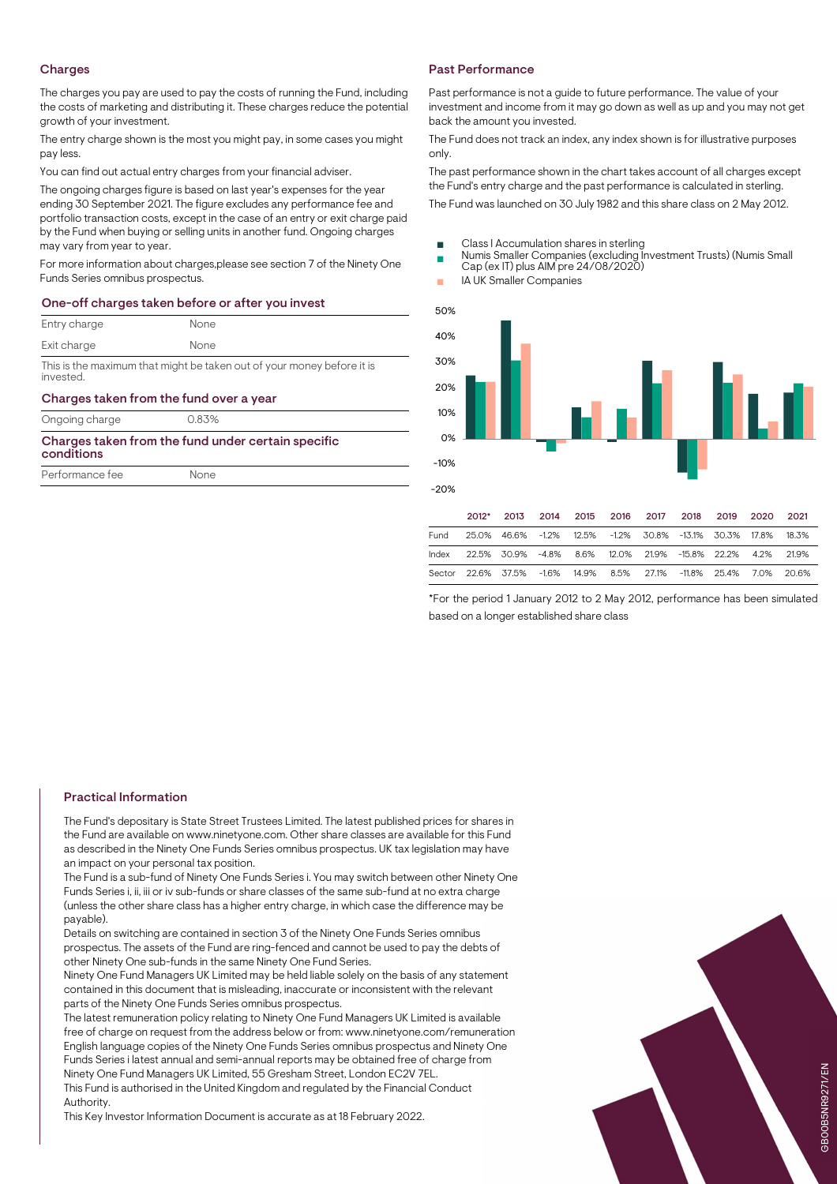## Charges

The charges you pay are used to pay the costs of running the Fund, including the costs of marketing and distributing it. These charges reduce the potential growth of your investment.

The entry charge shown is the most you might pay, in some cases you might pay less.

You can find out actual entry charges from your financial adviser.

The ongoing charges figure is based on last year's expenses for the year ending 30 September 2021. The figure excludes any performance fee and portfolio transaction costs, except in the case of an entry or exit charge paid by the Fund when buying or selling units in another fund. Ongoing charges may vary from year to year.

For more information about charges,please see section 7 of the Ninety One Funds Series omnibus prospectus.

### One-off charges taken before or after you invest

| | |
|---|---|
| Entry charge | None |
| Exit charge | None |

This is the maximum that might be taken out of your money before it is invested.

### Charges taken from the fund over a year

| | |
|---|---|
| Ongoing charge | 0.83% |

### Charges taken from the fund under certain specific conditions

| | |
|---|---|
| Performance fee | None |

## Past Performance

Past performance is not a guide to future performance. The value of your investment and income from it may go down as well as up and you may not get back the amount you invested.

The Fund does not track an index, any index shown is for illustrative purposes only.

The past performance shown in the chart takes account of all charges except the Fund's entry charge and the past performance is calculated in sterling.

The Fund was launched on 30 July 1982 and this share class on 2 May 2012.

Class I Accumulation shares in sterling
Numis Smaller Companies (excluding Investment Trusts) (Numis Small Cap (ex IT) plus AIM pre 24/08/2020)
IA UK Smaller Companies

50%
40%
30%
20%
10%
0%
-10%
-20%

| | 2012* | 2013 | 2014 | 2015 | 2016 | 2017 | 2018 | 2019 | 2020 | 2021 |
|---|---|---|---|---|---|---|---|---|---|---|
| Fund | 25.0% | 46.6% | -1.2% | 12.5% | -1.2% | 30.8% | -13.1% | 30.3% | 17.8% | 18.3% |
| Index | 22.5% | 30.9% | -4.8% | 8.6% | 12.0% | 21.9% | -15.8% | 22.2% | 4.2% | 21.9% |
| Sector | 22.6% | 37.5% | -1.6% | 14.9% | 8.5% | 27.1% | -11.8% | 25.4% | 7.0% | 20.6% |

*For the period 1 January 2012 to 2 May 2012, performance has been simulated based on a longer established share class

## Practical Information

The Fund's depositary is State Street Trustees Limited. The latest published prices for shares in the Fund are available on www.ninetyone.com. Other share classes are available for this Fund as described in the Ninety One Funds Series omnibus prospectus. UK tax legislation may have an impact on your personal tax position.

The Fund is a sub-fund of Ninety One Funds Series i. You may switch between other Ninety One Funds Series i, ii, iii or iv sub-funds or share classes of the same sub-fund at no extra charge (unless the other share class has a higher entry charge, in which case the difference may be payable).

Details on switching are contained in section 3 of the Ninety One Funds Series omnibus prospectus. The assets of the Fund are ring-fenced and cannot be used to pay the debts of other Ninety One sub-funds in the same Ninety One Fund Series.

Ninety One Fund Managers UK Limited may be held liable solely on the basis of any statement contained in this document that is misleading, inaccurate or inconsistent with the relevant parts of the Ninety One Funds Series omnibus prospectus.

The latest remuneration policy relating to Ninety One Fund Managers UK Limited is available free of charge on request from the address below or from: www.ninetyone.com/remuneration

English language copies of the Ninety One Funds Series omnibus prospectus and Ninety One Funds Series i latest annual and semi-annual reports may be obtained free of charge from Ninety One Fund Managers UK Limited, 55 Gresham Street, London EC2V 7EL.

This Fund is authorised in the United Kingdom and regulated by the Financial Conduct Authority.

This Key Investor Information Document is accurate as at 18 February 2022.